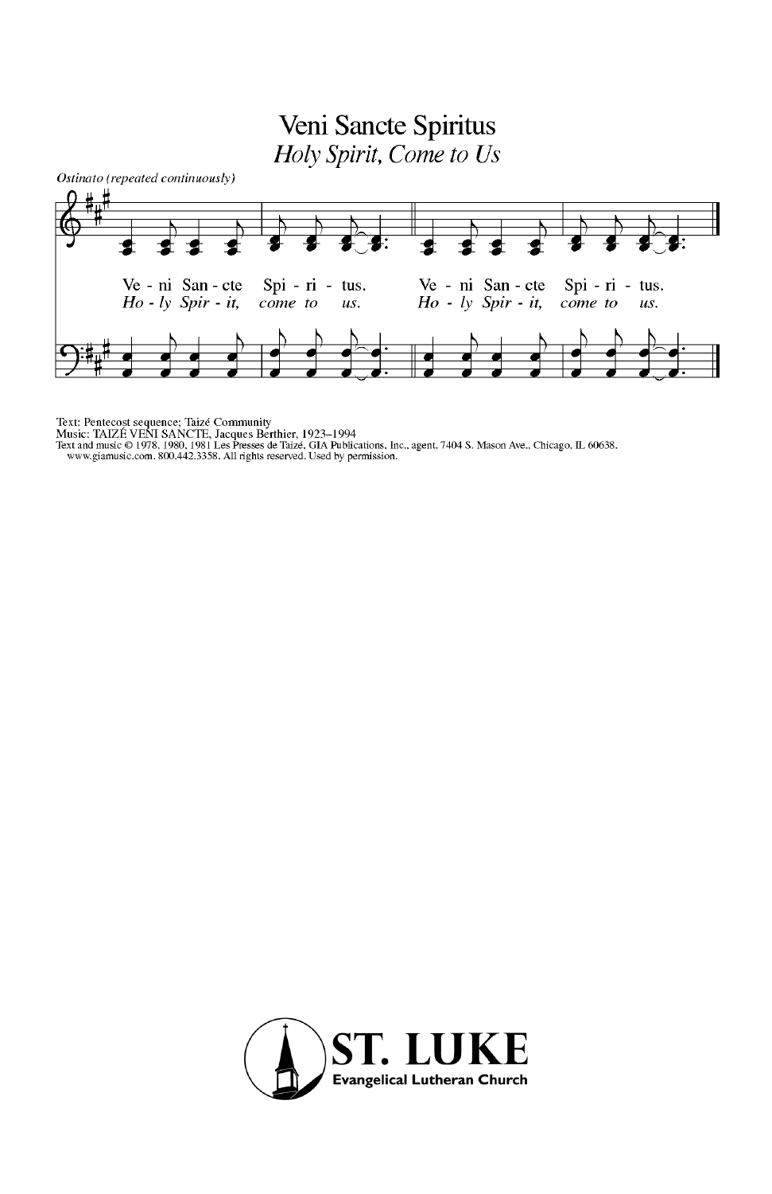# Veni Sancte Spiritus

## *Holy Spirit, Come to Us*

*Ostinato (repeated continuously)*

Ve - ni San - cte Spi - ri - tus. Ve - ni San - cte Spi - ri - tus.

*Ho - ly Spir - it, come to us. Ho - ly Spir - it, come to us.*

Text: Pentecost sequence; Taizé Community
Music: TAIZÉ VENI SANCTE, Jacques Berthier, 1923–1994
Text and music © 1978, 1980, 1981 Les Presses de Taizé, GIA Publications, Inc., agent. 7404 S. Mason Ave., Chicago, IL 60638. www.giamusic.com. 800.442.3358. All rights reserved. Used by permission.

**ST. LUKE**
**Evangelical Lutheran Church**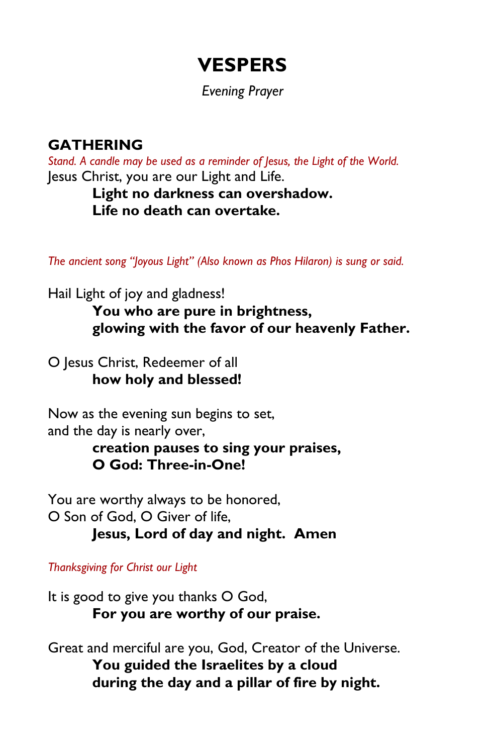# VESPERS

*Evening Prayer*

## GATHERING

*Stand. A candle may be used as a reminder of Jesus, the Light of the World.*

Jesus Christ, you are our Light and Life.

**Light no darkness can overshadow.**
**Life no death can overtake.**

*The ancient song "Joyous Light" (Also known as Phos Hilaron) is sung or said.*

Hail Light of joy and gladness!

**You who are pure in brightness,**
**glowing with the favor of our heavenly Father.**

O Jesus Christ, Redeemer of all

**how holy and blessed!**

Now as the evening sun begins to set,
and the day is nearly over,

**creation pauses to sing your praises,**
**O God: Three-in-One!**

You are worthy always to be honored,
O Son of God, O Giver of life,

**Jesus, Lord of day and night. Amen**

*Thanksgiving for Christ our Light*

It is good to give you thanks O God,

**For you are worthy of our praise.**

Great and merciful are you, God, Creator of the Universe.

**You guided the Israelites by a cloud**
**during the day and a pillar of fire by night.**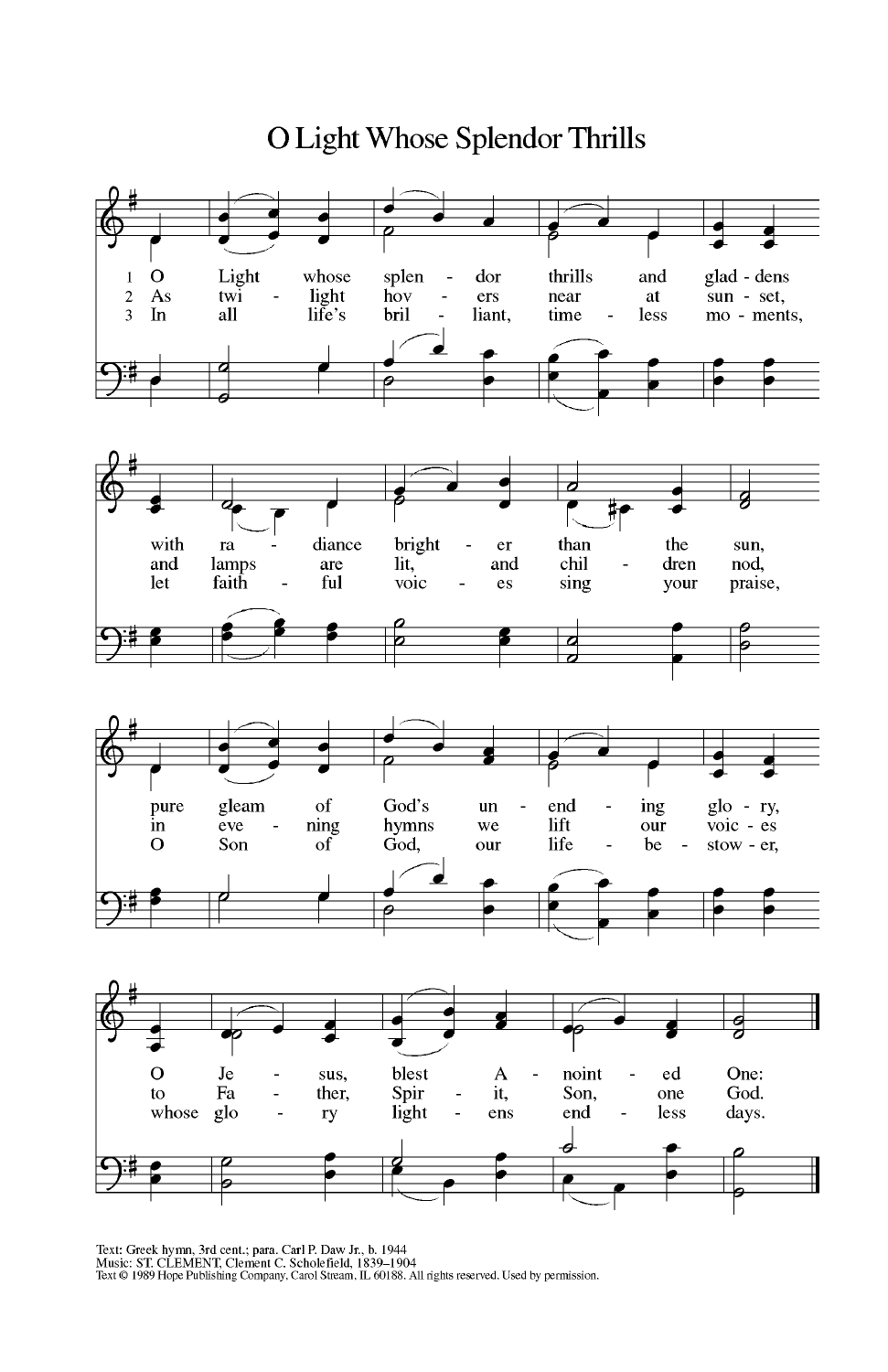# O Light Whose Splendor Thrills

1 O Light whose splendor thrills and gladdens with radiance brighter than the sun, pure gleam of God's unending glory, O Jesus, blest Anointed One:

2 As twilight hovers near at sunset, and lamps are lit, and children nod, in evening hymns we lift our voices to Father, Spirit, Son, one God.

3 In all life's brilliant, timeless moments, let faithful voices sing your praise, O Son of God, our life bestower, whose glory lightens endless days.

Text: Greek hymn, 3rd cent.; para. Carl P. Daw Jr., b. 1944
Music: ST. CLEMENT, Clement C. Scholefield, 1839–1904
Text © 1989 Hope Publishing Company, Carol Stream, IL 60188. All rights reserved. Used by permission.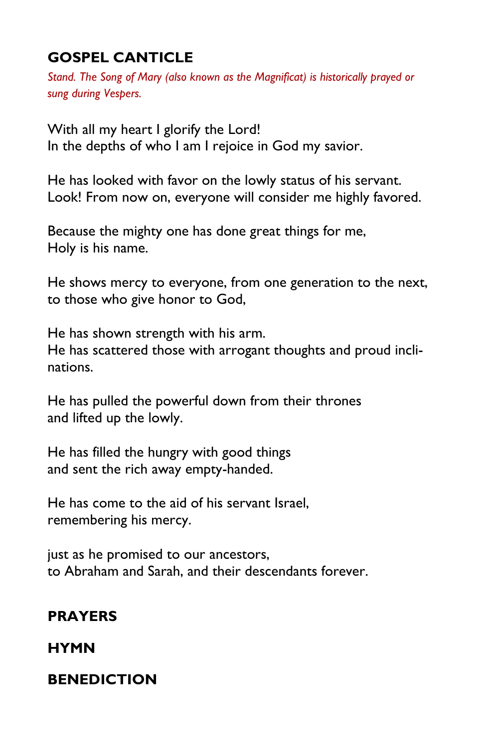## GOSPEL CANTICLE

*Stand. The Song of Mary (also known as the Magnificat) is historically prayed or sung during Vespers.*

With all my heart I glorify the Lord!  
In the depths of who I am I rejoice in God my savior.

He has looked with favor on the lowly status of his servant.  
Look! From now on, everyone will consider me highly favored.

Because the mighty one has done great things for me,  
Holy is his name.

He shows mercy to everyone, from one generation to the next,  
to those who give honor to God,

He has shown strength with his arm.  
He has scattered those with arrogant thoughts and proud inclinations.

He has pulled the powerful down from their thrones  
and lifted up the lowly.

He has filled the hungry with good things  
and sent the rich away empty-handed.

He has come to the aid of his servant Israel,  
remembering his mercy.

just as he promised to our ancestors,  
to Abraham and Sarah, and their descendants forever.

## PRAYERS

## HYMN

## BENEDICTION